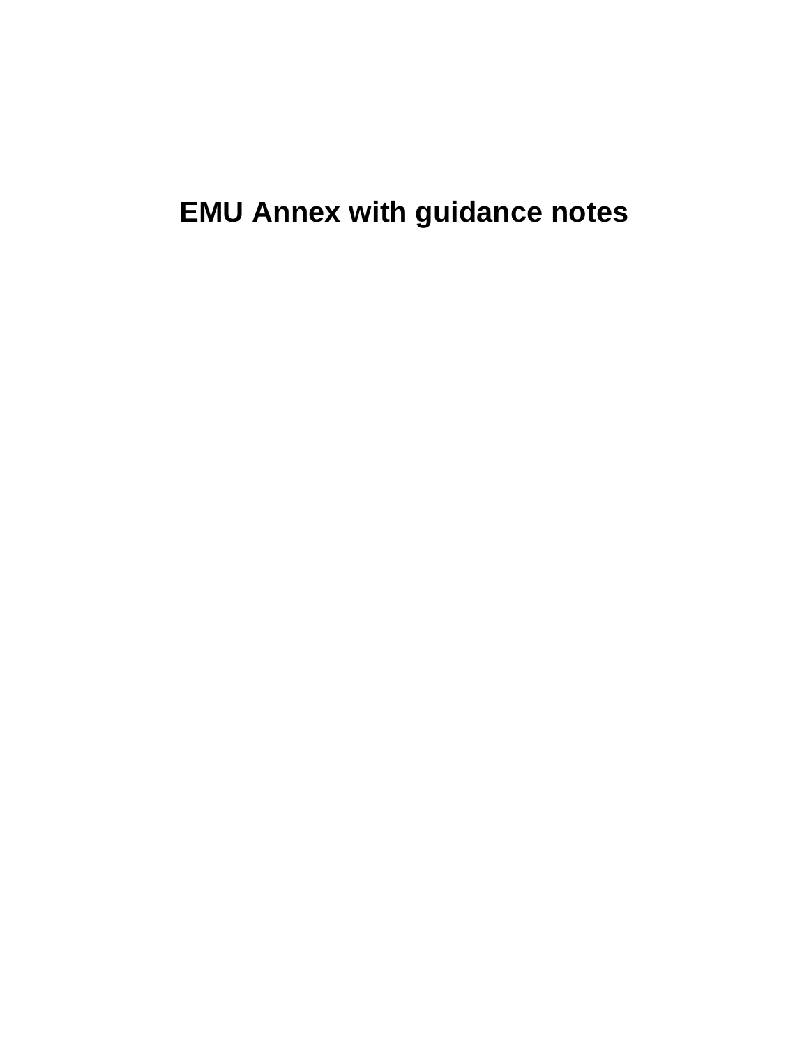# EMU Annex with guidance notes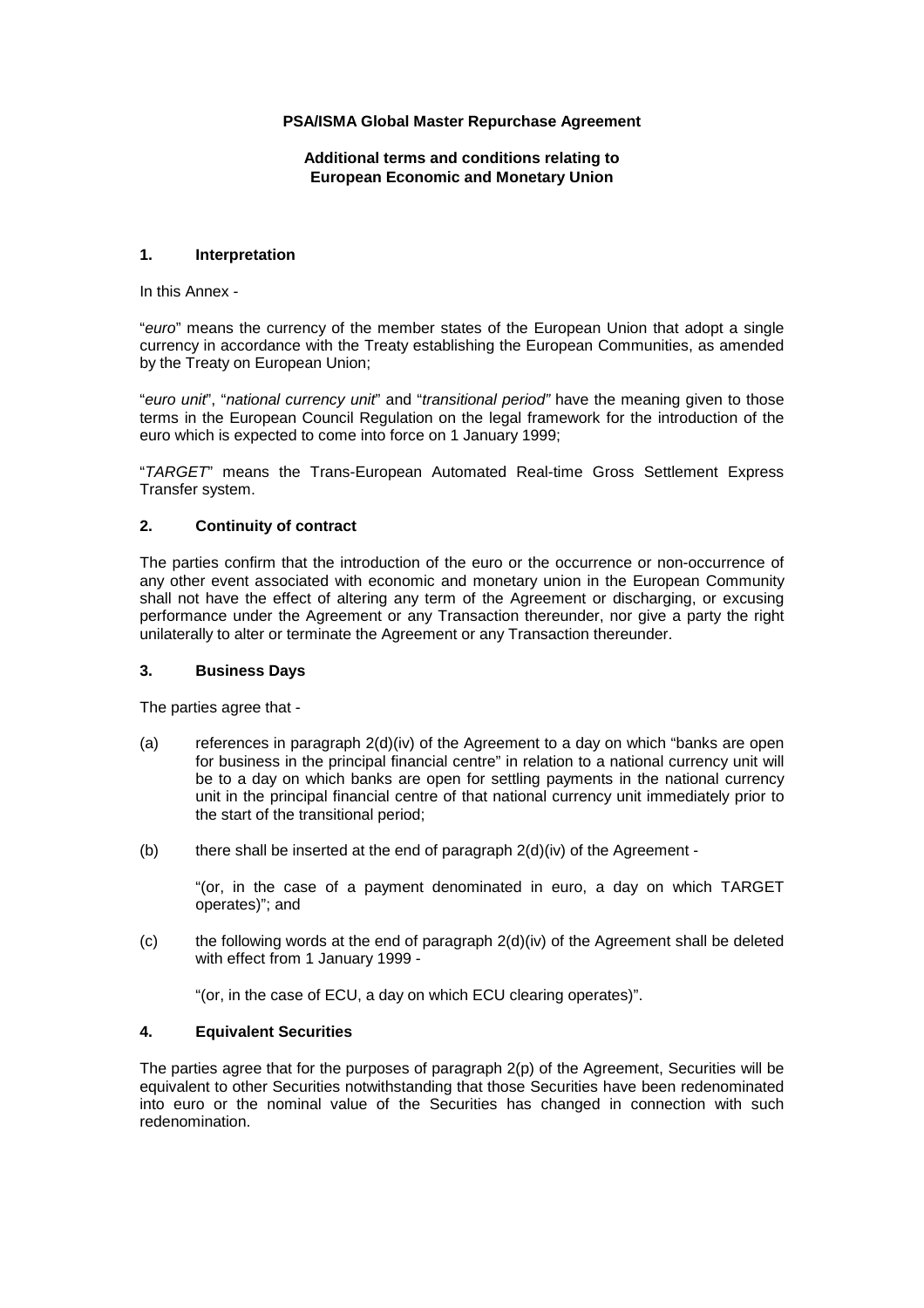**PSA/ISMA Global Master Repurchase Agreement**

**Additional terms and conditions relating to European Economic and Monetary Union**

## 1. Interpretation

In this Annex -

"*euro*" means the currency of the member states of the European Union that adopt a single currency in accordance with the Treaty establishing the European Communities, as amended by the Treaty on European Union;

"*euro unit*", "*national currency unit*" and "*transitional period*" have the meaning given to those terms in the European Council Regulation on the legal framework for the introduction of the euro which is expected to come into force on 1 January 1999;

"*TARGET*" means the Trans-European Automated Real-time Gross Settlement Express Transfer system.

## 2. Continuity of contract

The parties confirm that the introduction of the euro or the occurrence or non-occurrence of any other event associated with economic and monetary union in the European Community shall not have the effect of altering any term of the Agreement or discharging, or excusing performance under the Agreement or any Transaction thereunder, nor give a party the right unilaterally to alter or terminate the Agreement or any Transaction thereunder.

## 3. Business Days

The parties agree that -

(a) references in paragraph 2(d)(iv) of the Agreement to a day on which "banks are open for business in the principal financial centre" in relation to a national currency unit will be to a day on which banks are open for settling payments in the national currency unit in the principal financial centre of that national currency unit immediately prior to the start of the transitional period;

(b) there shall be inserted at the end of paragraph 2(d)(iv) of the Agreement -

"(or, in the case of a payment denominated in euro, a day on which TARGET operates)"; and

(c) the following words at the end of paragraph 2(d)(iv) of the Agreement shall be deleted with effect from 1 January 1999 -

"(or, in the case of ECU, a day on which ECU clearing operates)".

## 4. Equivalent Securities

The parties agree that for the purposes of paragraph 2(p) of the Agreement, Securities will be equivalent to other Securities notwithstanding that those Securities have been redenominated into euro or the nominal value of the Securities has changed in connection with such redenomination.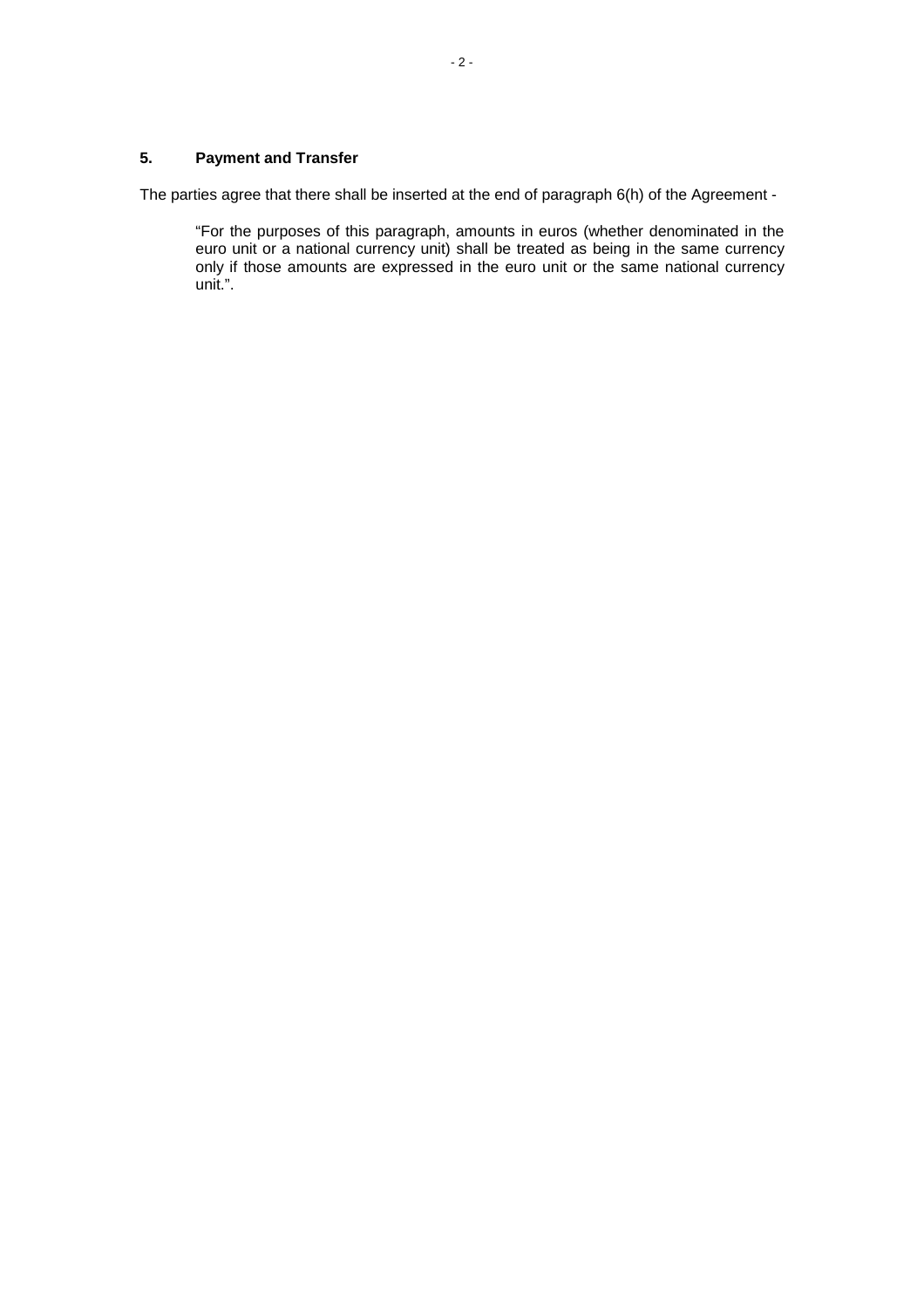## 5. Payment and Transfer

The parties agree that there shall be inserted at the end of paragraph 6(h) of the Agreement -

> "For the purposes of this paragraph, amounts in euros (whether denominated in the euro unit or a national currency unit) shall be treated as being in the same currency only if those amounts are expressed in the euro unit or the same national currency unit.".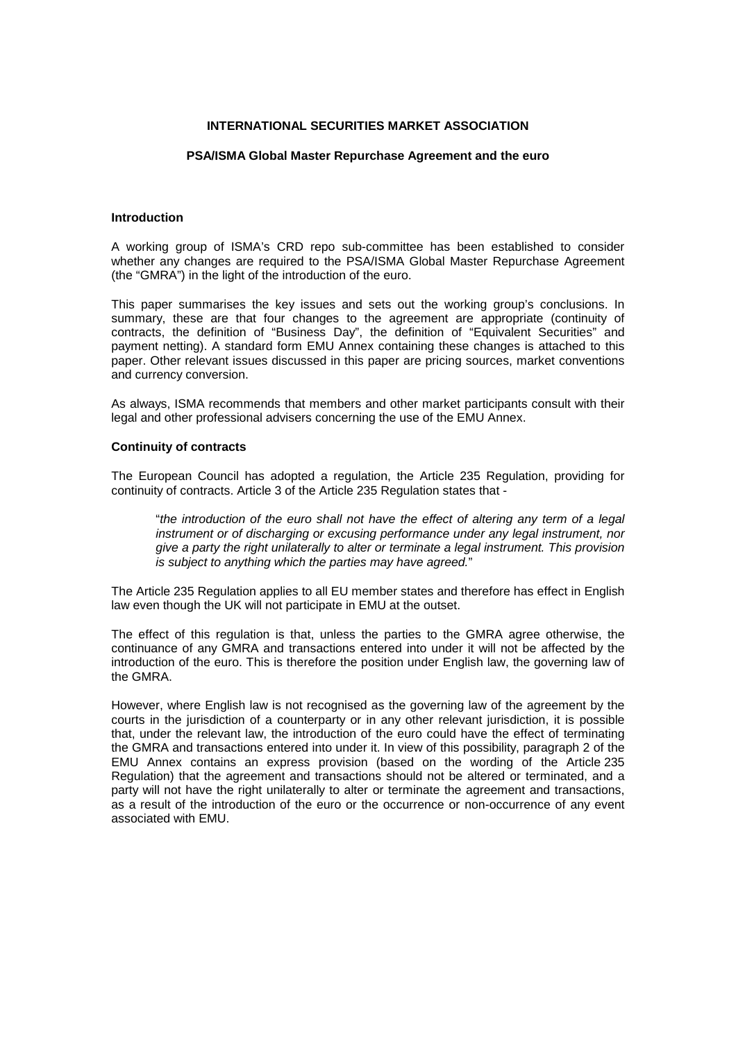**INTERNATIONAL SECURITIES MARKET ASSOCIATION**

**PSA/ISMA Global Master Repurchase Agreement and the euro**

**Introduction**

A working group of ISMA's CRD repo sub-committee has been established to consider whether any changes are required to the PSA/ISMA Global Master Repurchase Agreement (the "GMRA") in the light of the introduction of the euro.

This paper summarises the key issues and sets out the working group's conclusions. In summary, these are that four changes to the agreement are appropriate (continuity of contracts, the definition of "Business Day", the definition of "Equivalent Securities" and payment netting). A standard form EMU Annex containing these changes is attached to this paper. Other relevant issues discussed in this paper are pricing sources, market conventions and currency conversion.

As always, ISMA recommends that members and other market participants consult with their legal and other professional advisers concerning the use of the EMU Annex.

**Continuity of contracts**

The European Council has adopted a regulation, the Article 235 Regulation, providing for continuity of contracts. Article 3 of the Article 235 Regulation states that -

> "*the introduction of the euro shall not have the effect of altering any term of a legal instrument or of discharging or excusing performance under any legal instrument, nor give a party the right unilaterally to alter or terminate a legal instrument. This provision is subject to anything which the parties may have agreed.*"

The Article 235 Regulation applies to all EU member states and therefore has effect in English law even though the UK will not participate in EMU at the outset.

The effect of this regulation is that, unless the parties to the GMRA agree otherwise, the continuance of any GMRA and transactions entered into under it will not be affected by the introduction of the euro. This is therefore the position under English law, the governing law of the GMRA.

However, where English law is not recognised as the governing law of the agreement by the courts in the jurisdiction of a counterparty or in any other relevant jurisdiction, it is possible that, under the relevant law, the introduction of the euro could have the effect of terminating the GMRA and transactions entered into under it. In view of this possibility, paragraph 2 of the EMU Annex contains an express provision (based on the wording of the Article 235 Regulation) that the agreement and transactions should not be altered or terminated, and a party will not have the right unilaterally to alter or terminate the agreement and transactions, as a result of the introduction of the euro or the occurrence or non-occurrence of any event associated with EMU.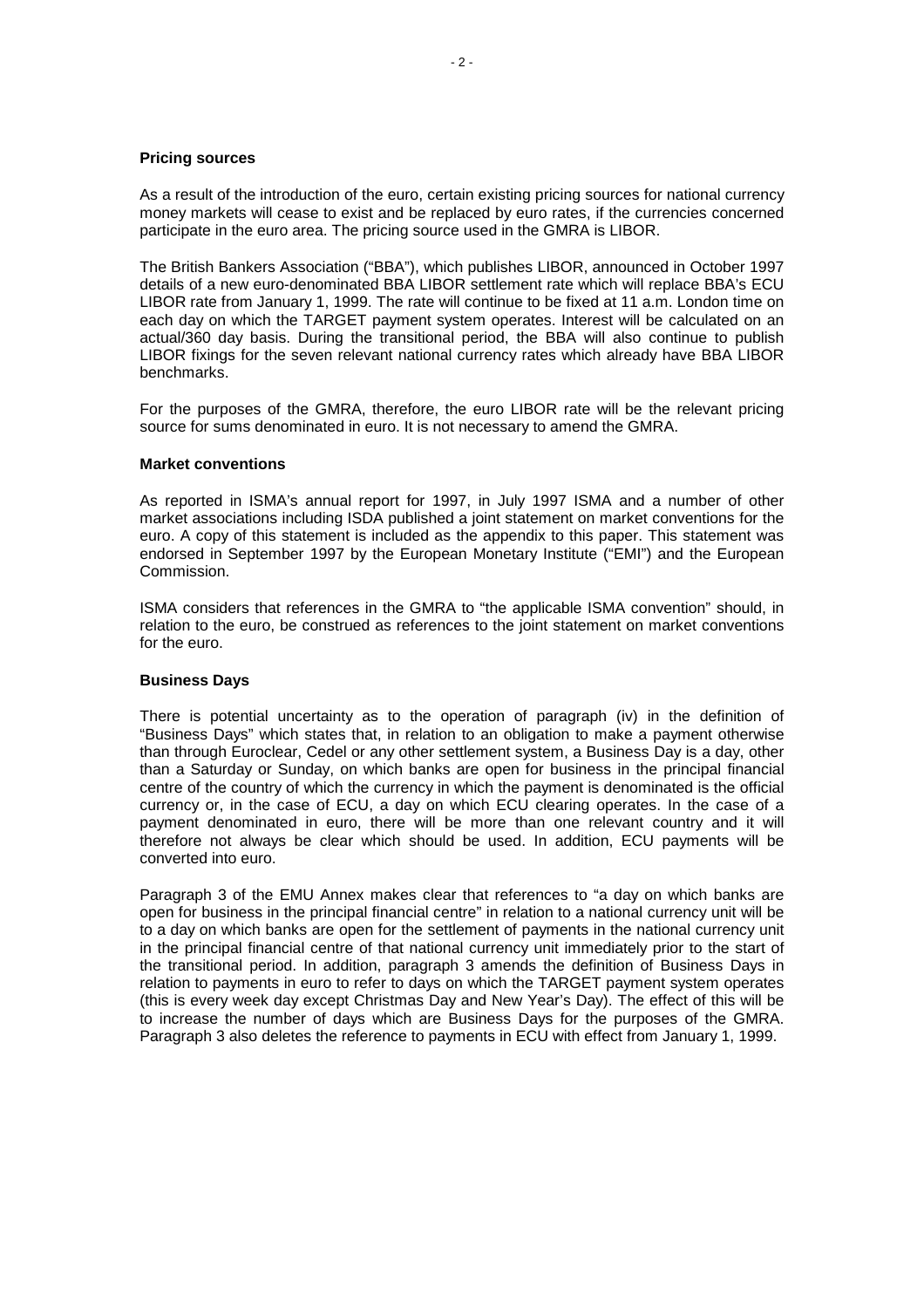### Pricing sources

As a result of the introduction of the euro, certain existing pricing sources for national currency money markets will cease to exist and be replaced by euro rates, if the currencies concerned participate in the euro area. The pricing source used in the GMRA is LIBOR.

The British Bankers Association ("BBA"), which publishes LIBOR, announced in October 1997 details of a new euro-denominated BBA LIBOR settlement rate which will replace BBA's ECU LIBOR rate from January 1, 1999. The rate will continue to be fixed at 11 a.m. London time on each day on which the TARGET payment system operates. Interest will be calculated on an actual/360 day basis. During the transitional period, the BBA will also continue to publish LIBOR fixings for the seven relevant national currency rates which already have BBA LIBOR benchmarks.

For the purposes of the GMRA, therefore, the euro LIBOR rate will be the relevant pricing source for sums denominated in euro. It is not necessary to amend the GMRA.

### Market conventions

As reported in ISMA's annual report for 1997, in July 1997 ISMA and a number of other market associations including ISDA published a joint statement on market conventions for the euro. A copy of this statement is included as the appendix to this paper. This statement was endorsed in September 1997 by the European Monetary Institute ("EMI") and the European Commission.

ISMA considers that references in the GMRA to "the applicable ISMA convention" should, in relation to the euro, be construed as references to the joint statement on market conventions for the euro.

### Business Days

There is potential uncertainty as to the operation of paragraph (iv) in the definition of "Business Days" which states that, in relation to an obligation to make a payment otherwise than through Euroclear, Cedel or any other settlement system, a Business Day is a day, other than a Saturday or Sunday, on which banks are open for business in the principal financial centre of the country of which the currency in which the payment is denominated is the official currency or, in the case of ECU, a day on which ECU clearing operates. In the case of a payment denominated in euro, there will be more than one relevant country and it will therefore not always be clear which should be used. In addition, ECU payments will be converted into euro.

Paragraph 3 of the EMU Annex makes clear that references to "a day on which banks are open for business in the principal financial centre" in relation to a national currency unit will be to a day on which banks are open for the settlement of payments in the national currency unit in the principal financial centre of that national currency unit immediately prior to the start of the transitional period. In addition, paragraph 3 amends the definition of Business Days in relation to payments in euro to refer to days on which the TARGET payment system operates (this is every week day except Christmas Day and New Year's Day). The effect of this will be to increase the number of days which are Business Days for the purposes of the GMRA. Paragraph 3 also deletes the reference to payments in ECU with effect from January 1, 1999.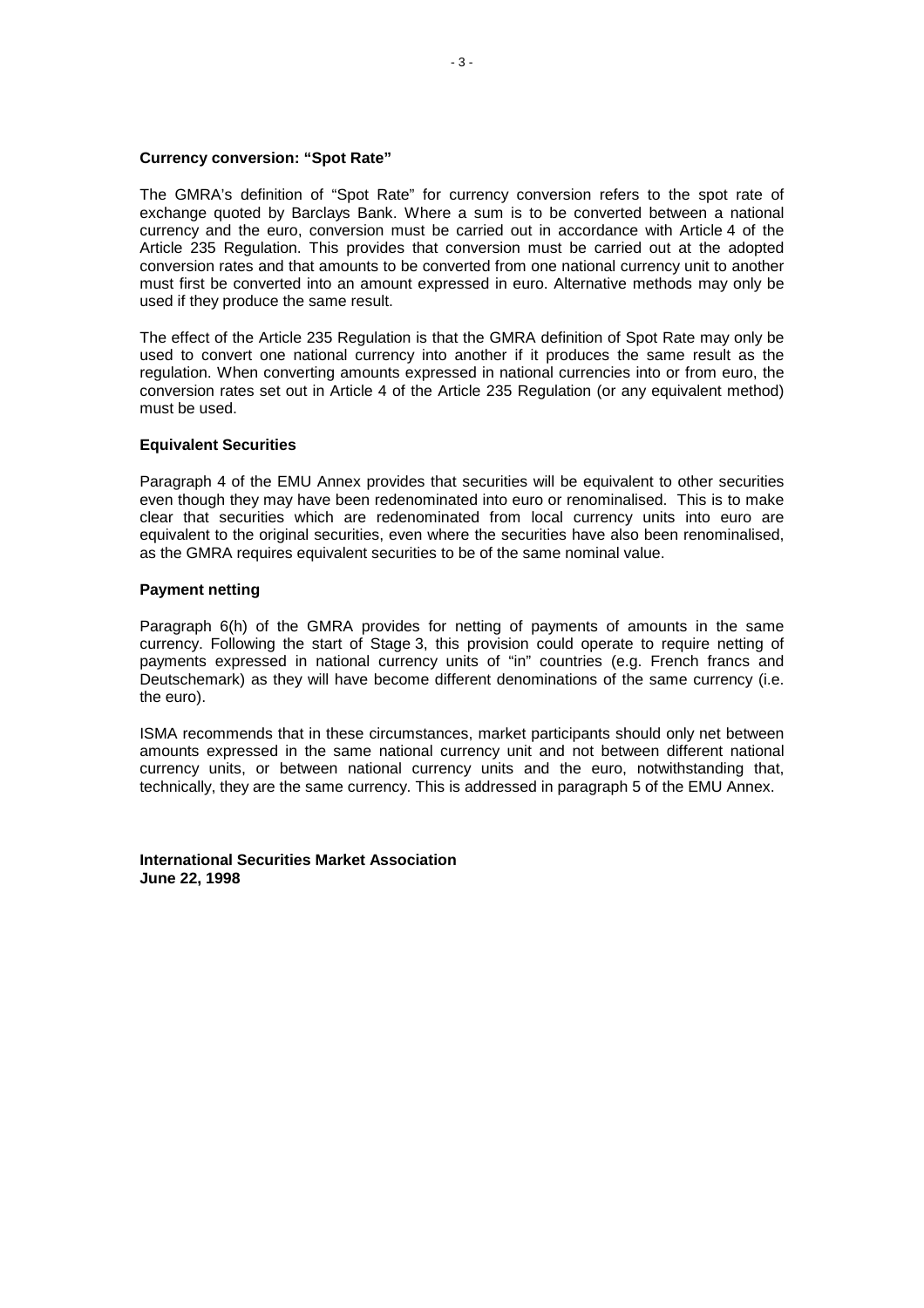**Currency conversion: "Spot Rate"**

The GMRA's definition of "Spot Rate" for currency conversion refers to the spot rate of exchange quoted by Barclays Bank. Where a sum is to be converted between a national currency and the euro, conversion must be carried out in accordance with Article 4 of the Article 235 Regulation. This provides that conversion must be carried out at the adopted conversion rates and that amounts to be converted from one national currency unit to another must first be converted into an amount expressed in euro. Alternative methods may only be used if they produce the same result.

The effect of the Article 235 Regulation is that the GMRA definition of Spot Rate may only be used to convert one national currency into another if it produces the same result as the regulation. When converting amounts expressed in national currencies into or from euro, the conversion rates set out in Article 4 of the Article 235 Regulation (or any equivalent method) must be used.

**Equivalent Securities**

Paragraph 4 of the EMU Annex provides that securities will be equivalent to other securities even though they may have been redenominated into euro or renominalised. This is to make clear that securities which are redenominated from local currency units into euro are equivalent to the original securities, even where the securities have also been renominalised, as the GMRA requires equivalent securities to be of the same nominal value.

**Payment netting**

Paragraph 6(h) of the GMRA provides for netting of payments of amounts in the same currency. Following the start of Stage 3, this provision could operate to require netting of payments expressed in national currency units of "in" countries (e.g. French francs and Deutschemark) as they will have become different denominations of the same currency (i.e. the euro).

ISMA recommends that in these circumstances, market participants should only net between amounts expressed in the same national currency unit and not between different national currency units, or between national currency units and the euro, notwithstanding that, technically, they are the same currency. This is addressed in paragraph 5 of the EMU Annex.

**International Securities Market Association**
**June 22, 1998**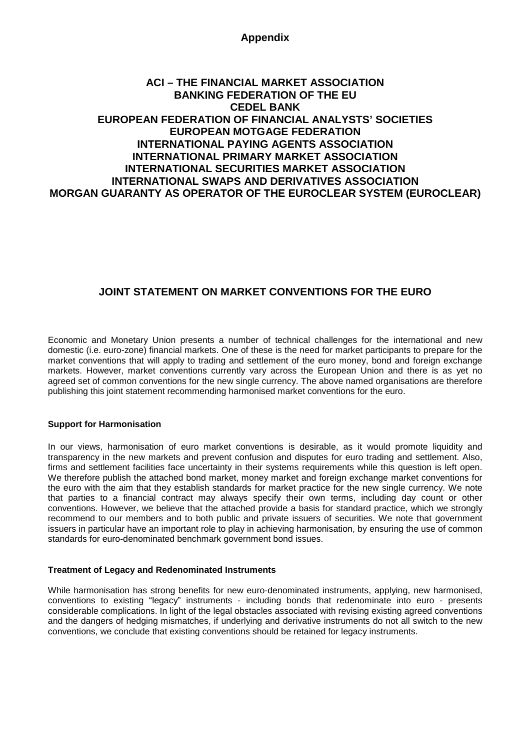# Appendix

**ACI – THE FINANCIAL MARKET ASSOCIATION**
**BANKING FEDERATION OF THE EU**
**CEDEL BANK**
**EUROPEAN FEDERATION OF FINANCIAL ANALYSTS' SOCIETIES**
**EUROPEAN MOTGAGE FEDERATION**
**INTERNATIONAL PAYING AGENTS ASSOCIATION**
**INTERNATIONAL PRIMARY MARKET ASSOCIATION**
**INTERNATIONAL SECURITIES MARKET ASSOCIATION**
**INTERNATIONAL SWAPS AND DERIVATIVES ASSOCIATION**
**MORGAN GUARANTY AS OPERATOR OF THE EUROCLEAR SYSTEM (EUROCLEAR)**

## JOINT STATEMENT ON MARKET CONVENTIONS FOR THE EURO

Economic and Monetary Union presents a number of technical challenges for the international and new domestic (i.e. euro-zone) financial markets. One of these is the need for market participants to prepare for the market conventions that will apply to trading and settlement of the euro money, bond and foreign exchange markets. However, market conventions currently vary across the European Union and there is as yet no agreed set of common conventions for the new single currency. The above named organisations are therefore publishing this joint statement recommending harmonised market conventions for the euro.

### Support for Harmonisation

In our views, harmonisation of euro market conventions is desirable, as it would promote liquidity and transparency in the new markets and prevent confusion and disputes for euro trading and settlement. Also, firms and settlement facilities face uncertainty in their systems requirements while this question is left open. We therefore publish the attached bond market, money market and foreign exchange market conventions for the euro with the aim that they establish standards for market practice for the new single currency. We note that parties to a financial contract may always specify their own terms, including day count or other conventions. However, we believe that the attached provide a basis for standard practice, which we strongly recommend to our members and to both public and private issuers of securities. We note that government issuers in particular have an important role to play in achieving harmonisation, by ensuring the use of common standards for euro-denominated benchmark government bond issues.

### Treatment of Legacy and Redenominated Instruments

While harmonisation has strong benefits for new euro-denominated instruments, applying, new harmonised, conventions to existing "legacy" instruments - including bonds that redenominate into euro - presents considerable complications. In light of the legal obstacles associated with revising existing agreed conventions and the dangers of hedging mismatches, if underlying and derivative instruments do not all switch to the new conventions, we conclude that existing conventions should be retained for legacy instruments.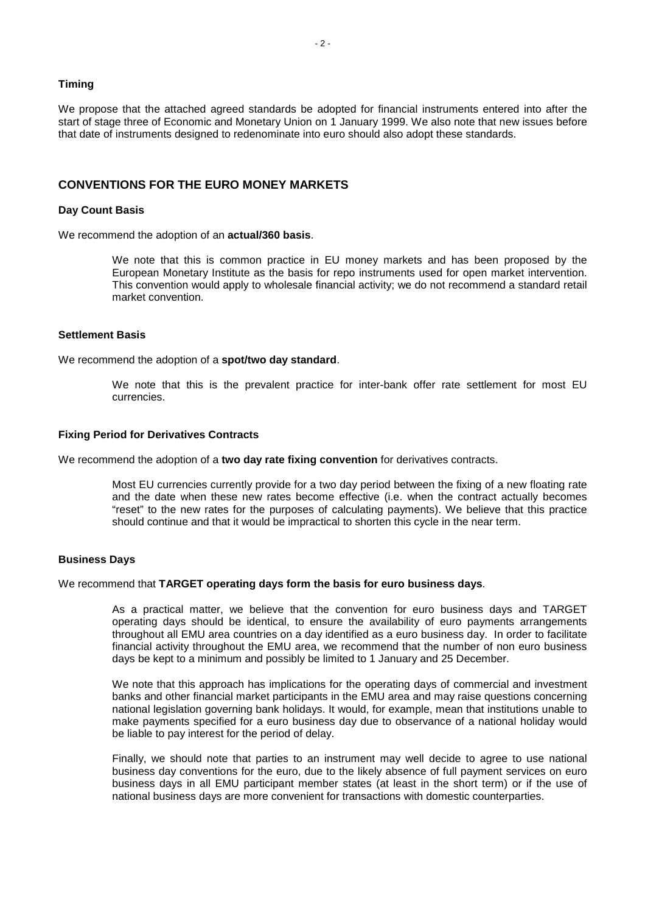### Timing

We propose that the attached agreed standards be adopted for financial instruments entered into after the start of stage three of Economic and Monetary Union on 1 January 1999. We also note that new issues before that date of instruments designed to redenominate into euro should also adopt these standards.

## CONVENTIONS FOR THE EURO MONEY MARKETS

### Day Count Basis

We recommend the adoption of an **actual/360 basis**.

> We note that this is common practice in EU money markets and has been proposed by the European Monetary Institute as the basis for repo instruments used for open market intervention. This convention would apply to wholesale financial activity; we do not recommend a standard retail market convention.

### Settlement Basis

We recommend the adoption of a **spot/two day standard**.

> We note that this is the prevalent practice for inter-bank offer rate settlement for most EU currencies.

### Fixing Period for Derivatives Contracts

We recommend the adoption of a **two day rate fixing convention** for derivatives contracts.

> Most EU currencies currently provide for a two day period between the fixing of a new floating rate and the date when these new rates become effective (i.e. when the contract actually becomes "reset" to the new rates for the purposes of calculating payments). We believe that this practice should continue and that it would be impractical to shorten this cycle in the near term.

### Business Days

We recommend that **TARGET operating days form the basis for euro business days**.

> As a practical matter, we believe that the convention for euro business days and TARGET operating days should be identical, to ensure the availability of euro payments arrangements throughout all EMU area countries on a day identified as a euro business day. In order to facilitate financial activity throughout the EMU area, we recommend that the number of non euro business days be kept to a minimum and possibly be limited to 1 January and 25 December.
>
> We note that this approach has implications for the operating days of commercial and investment banks and other financial market participants in the EMU area and may raise questions concerning national legislation governing bank holidays. It would, for example, mean that institutions unable to make payments specified for a euro business day due to observance of a national holiday would be liable to pay interest for the period of delay.
>
> Finally, we should note that parties to an instrument may well decide to agree to use national business day conventions for the euro, due to the likely absence of full payment services on euro business days in all EMU participant member states (at least in the short term) or if the use of national business days are more convenient for transactions with domestic counterparties.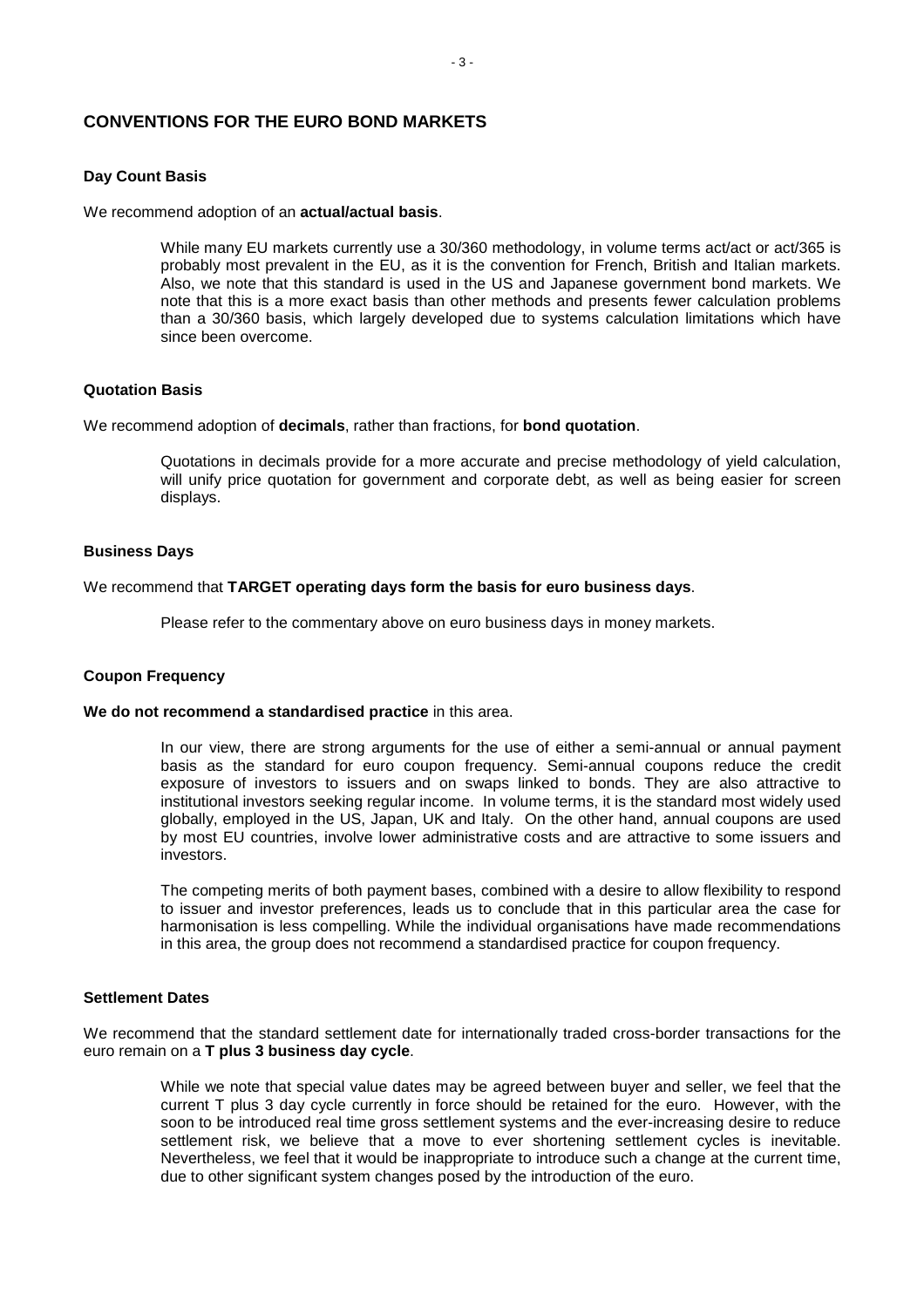## CONVENTIONS FOR THE EURO BOND MARKETS

### Day Count Basis

We recommend adoption of an **actual/actual basis**.

> While many EU markets currently use a 30/360 methodology, in volume terms act/act or act/365 is probably most prevalent in the EU, as it is the convention for French, British and Italian markets. Also, we note that this standard is used in the US and Japanese government bond markets. We note that this is a more exact basis than other methods and presents fewer calculation problems than a 30/360 basis, which largely developed due to systems calculation limitations which have since been overcome.

### Quotation Basis

We recommend adoption of **decimals**, rather than fractions, for **bond quotation**.

> Quotations in decimals provide for a more accurate and precise methodology of yield calculation, will unify price quotation for government and corporate debt, as well as being easier for screen displays.

### Business Days

We recommend that **TARGET operating days form the basis for euro business days**.

> Please refer to the commentary above on euro business days in money markets.

### Coupon Frequency

**We do not recommend a standardised practice** in this area.

> In our view, there are strong arguments for the use of either a semi-annual or annual payment basis as the standard for euro coupon frequency. Semi-annual coupons reduce the credit exposure of investors to issuers and on swaps linked to bonds. They are also attractive to institutional investors seeking regular income. In volume terms, it is the standard most widely used globally, employed in the US, Japan, UK and Italy. On the other hand, annual coupons are used by most EU countries, involve lower administrative costs and are attractive to some issuers and investors.
>
> The competing merits of both payment bases, combined with a desire to allow flexibility to respond to issuer and investor preferences, leads us to conclude that in this particular area the case for harmonisation is less compelling. While the individual organisations have made recommendations in this area, the group does not recommend a standardised practice for coupon frequency.

### Settlement Dates

We recommend that the standard settlement date for internationally traded cross-border transactions for the euro remain on a **T plus 3 business day cycle**.

> While we note that special value dates may be agreed between buyer and seller, we feel that the current T plus 3 day cycle currently in force should be retained for the euro. However, with the soon to be introduced real time gross settlement systems and the ever-increasing desire to reduce settlement risk, we believe that a move to ever shortening settlement cycles is inevitable. Nevertheless, we feel that it would be inappropriate to introduce such a change at the current time, due to other significant system changes posed by the introduction of the euro.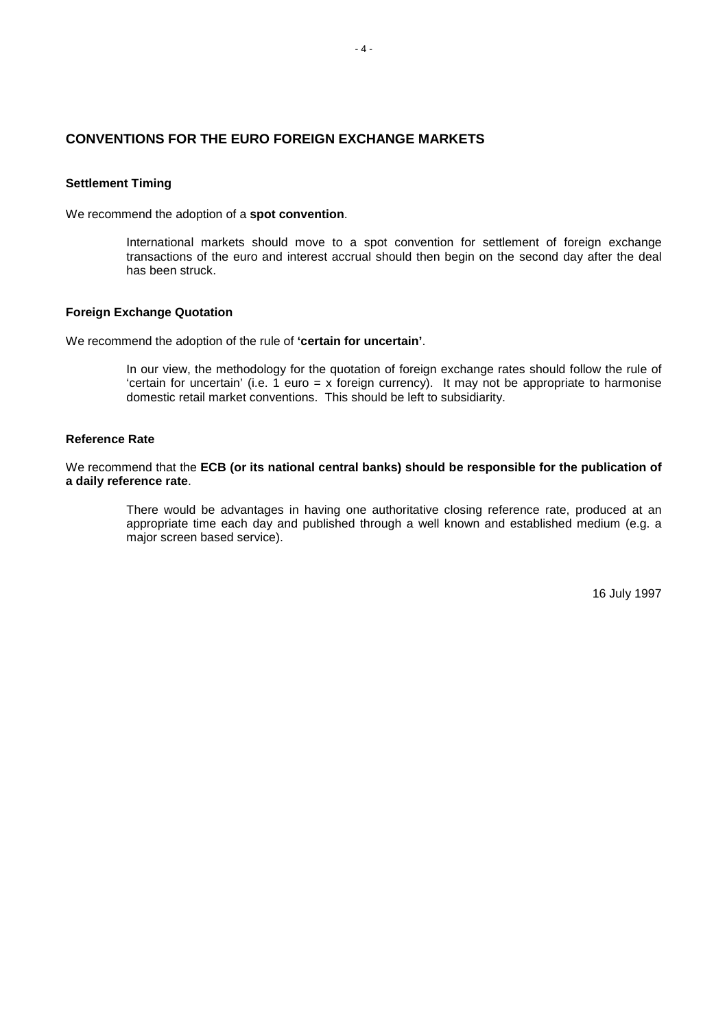## CONVENTIONS FOR THE EURO FOREIGN EXCHANGE MARKETS

### Settlement Timing

We recommend the adoption of a **spot convention**.

> International markets should move to a spot convention for settlement of foreign exchange transactions of the euro and interest accrual should then begin on the second day after the deal has been struck.

### Foreign Exchange Quotation

We recommend the adoption of the rule of **'certain for uncertain'**.

> In our view, the methodology for the quotation of foreign exchange rates should follow the rule of 'certain for uncertain' (i.e. 1 euro = x foreign currency). It may not be appropriate to harmonise domestic retail market conventions. This should be left to subsidiarity.

### Reference Rate

We recommend that the **ECB (or its national central banks) should be responsible for the publication of a daily reference rate**.

> There would be advantages in having one authoritative closing reference rate, produced at an appropriate time each day and published through a well known and established medium (e.g. a major screen based service).

16 July 1997